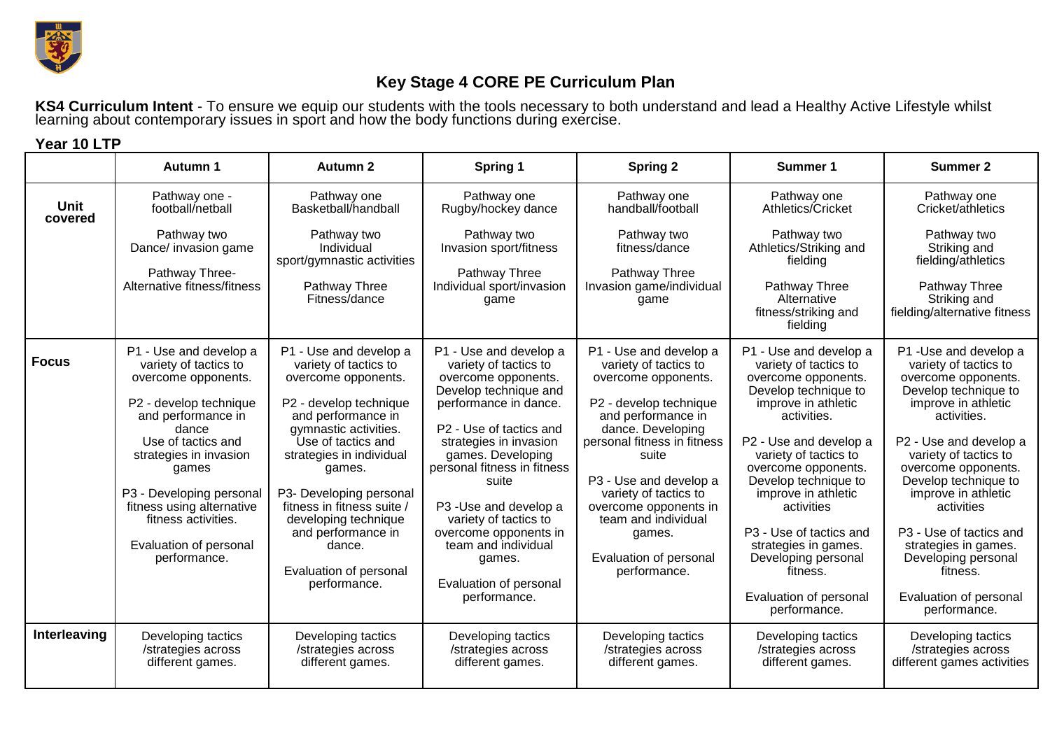# Key Stage 4 CORE PE Curriculum Plan

**KS4 Curriculum Intent** - To ensure we equip our students with the tools necessary to both understand and lead a Healthy Active Lifestyle whilst learning about contemporary issues in sport and how the body functions during exercise.

**Year 10 LTP**

| | Autumn 1 | Autumn 2 | Spring 1 | Spring 2 | Summer 1 | Summer 2 |
|---|---|---|---|---|---|---|
| **Unit covered** | Pathway one - football/netball<br><br>Pathway two<br>Dance/ invasion game<br><br>Pathway Three-<br>Alternative fitness/fitness | Pathway one<br>Basketball/handball<br><br>Pathway two<br>Individual sport/gymnastic activities<br><br>Pathway Three<br>Fitness/dance | Pathway one<br>Rugby/hockey dance<br><br>Pathway two<br>Invasion sport/fitness<br><br>Pathway Three<br>Individual sport/invasion game | Pathway one<br>handball/football<br><br>Pathway two<br>fitness/dance<br><br>Pathway Three<br>Invasion game/individual game | Pathway one<br>Athletics/Cricket<br><br>Pathway two<br>Athletics/Striking and fielding<br><br>Pathway Three<br>Alternative fitness/striking and fielding | Pathway one<br>Cricket/athletics<br><br>Pathway two<br>Striking and fielding/athletics<br><br>Pathway Three<br>Striking and fielding/alternative fitness |
| **Focus** | P1 - Use and develop a variety of tactics to overcome opponents.<br><br>P2 - develop technique and performance in dance<br>Use of tactics and strategies in invasion games<br><br>P3 - Developing personal fitness using alternative fitness activities.<br><br>Evaluation of personal performance. | P1 - Use and develop a variety of tactics to overcome opponents.<br><br>P2 - develop technique and performance in gymnastic activities.<br>Use of tactics and strategies in individual games.<br><br>P3- Developing personal fitness in fitness suite / developing technique and performance in dance.<br><br>Evaluation of personal performance. | P1 - Use and develop a variety of tactics to overcome opponents.<br>Develop technique and performance in dance.<br><br>P2 - Use of tactics and strategies in invasion games. Developing personal fitness in fitness suite<br><br>P3 -Use and develop a variety of tactics to overcome opponents in team and individual games.<br><br>Evaluation of personal performance. | P1 - Use and develop a variety of tactics to overcome opponents.<br><br>P2 - develop technique and performance in dance. Developing personal fitness in fitness suite<br><br>P3 - Use and develop a variety of tactics to overcome opponents in team and individual games.<br><br>Evaluation of personal performance. | P1 - Use and develop a variety of tactics to overcome opponents.<br>Develop technique to improve in athletic activities.<br><br>P2 - Use and develop a variety of tactics to overcome opponents.<br>Develop technique to improve in athletic activities<br><br>P3 - Use of tactics and strategies in games.<br>Developing personal fitness.<br><br>Evaluation of personal performance. | P1 -Use and develop a variety of tactics to overcome opponents.<br>Develop technique to improve in athletic activities.<br><br>P2 - Use and develop a variety of tactics to overcome opponents.<br>Develop technique to improve in athletic activities<br><br>P3 - Use of tactics and strategies in games.<br>Developing personal fitness.<br><br>Evaluation of personal performance. |
| **Interleaving** | Developing tactics /strategies across different games. | Developing tactics /strategies across different games. | Developing tactics /strategies across different games. | Developing tactics /strategies across different games. | Developing tactics /strategies across different games. | Developing tactics /strategies across different games activities |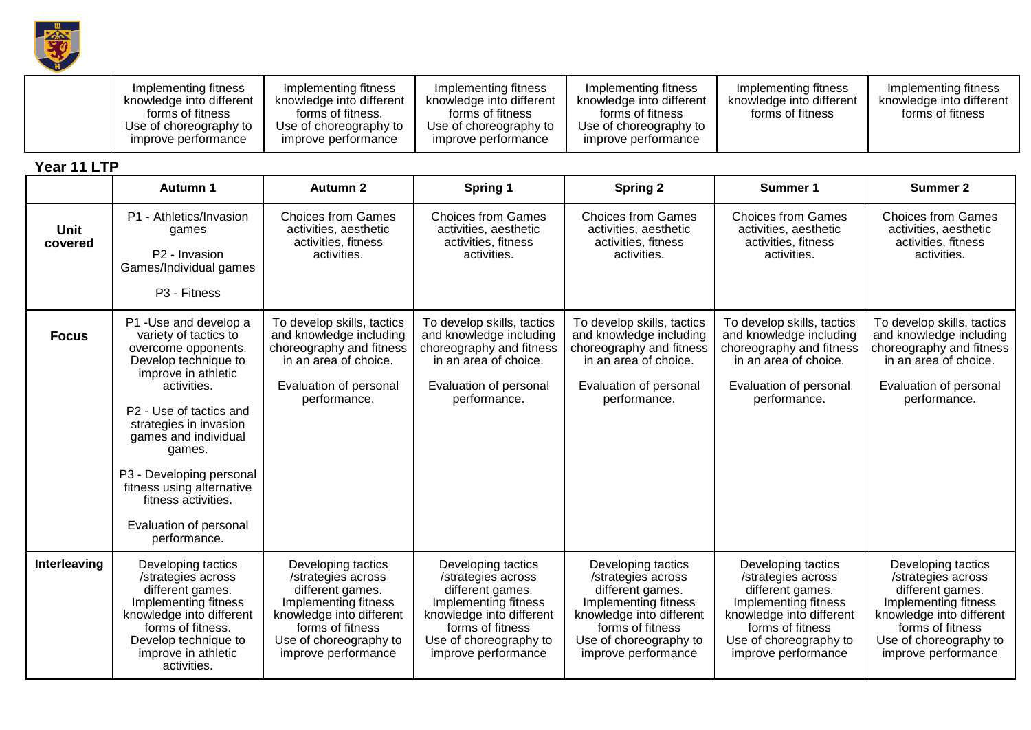| | | | | | | |
|---|---|---|---|---|---|---|
| | Implementing fitness knowledge into different forms of fitness Use of choreography to improve performance | Implementing fitness knowledge into different forms of fitness. Use of choreography to improve performance | Implementing fitness knowledge into different forms of fitness Use of choreography to improve performance | Implementing fitness knowledge into different forms of fitness Use of choreography to improve performance | Implementing fitness knowledge into different forms of fitness | Implementing fitness knowledge into different forms of fitness |

**Year 11 LTP**

| | Autumn 1 | Autumn 2 | Spring 1 | Spring 2 | Summer 1 | Summer 2 |
|---|---|---|---|---|---|---|
| **Unit covered** | P1 - Athletics/Invasion games<br><br>P2 - Invasion Games/Individual games<br><br>P3 - Fitness | Choices from Games activities, aesthetic activities, fitness activities. | Choices from Games activities, aesthetic activities, fitness activities. | Choices from Games activities, aesthetic activities, fitness activities. | Choices from Games activities, aesthetic activities, fitness activities. | Choices from Games activities, aesthetic activities, fitness activities. |
| **Focus** | P1 -Use and develop a variety of tactics to overcome opponents. Develop technique to improve in athletic activities.<br><br>P2 - Use of tactics and strategies in invasion games and individual games.<br><br>P3 - Developing personal fitness using alternative fitness activities.<br><br>Evaluation of personal performance. | To develop skills, tactics and knowledge including choreography and fitness in an area of choice.<br><br>Evaluation of personal performance. | To develop skills, tactics and knowledge including choreography and fitness in an area of choice.<br><br>Evaluation of personal performance. | To develop skills, tactics and knowledge including choreography and fitness in an area of choice.<br><br>Evaluation of personal performance. | To develop skills, tactics and knowledge including choreography and fitness in an area of choice.<br><br>Evaluation of personal performance. | To develop skills, tactics and knowledge including choreography and fitness in an area of choice.<br><br>Evaluation of personal performance. |
| **Interleaving** | Developing tactics /strategies across different games. Implementing fitness knowledge into different forms of fitness. Develop technique to improve in athletic activities. | Developing tactics /strategies across different games. Implementing fitness knowledge into different forms of fitness Use of choreography to improve performance | Developing tactics /strategies across different games. Implementing fitness knowledge into different forms of fitness Use of choreography to improve performance | Developing tactics /strategies across different games. Implementing fitness knowledge into different forms of fitness Use of choreography to improve performance | Developing tactics /strategies across different games. Implementing fitness knowledge into different forms of fitness Use of choreography to improve performance | Developing tactics /strategies across different games. Implementing fitness knowledge into different forms of fitness Use of choreography to improve performance |